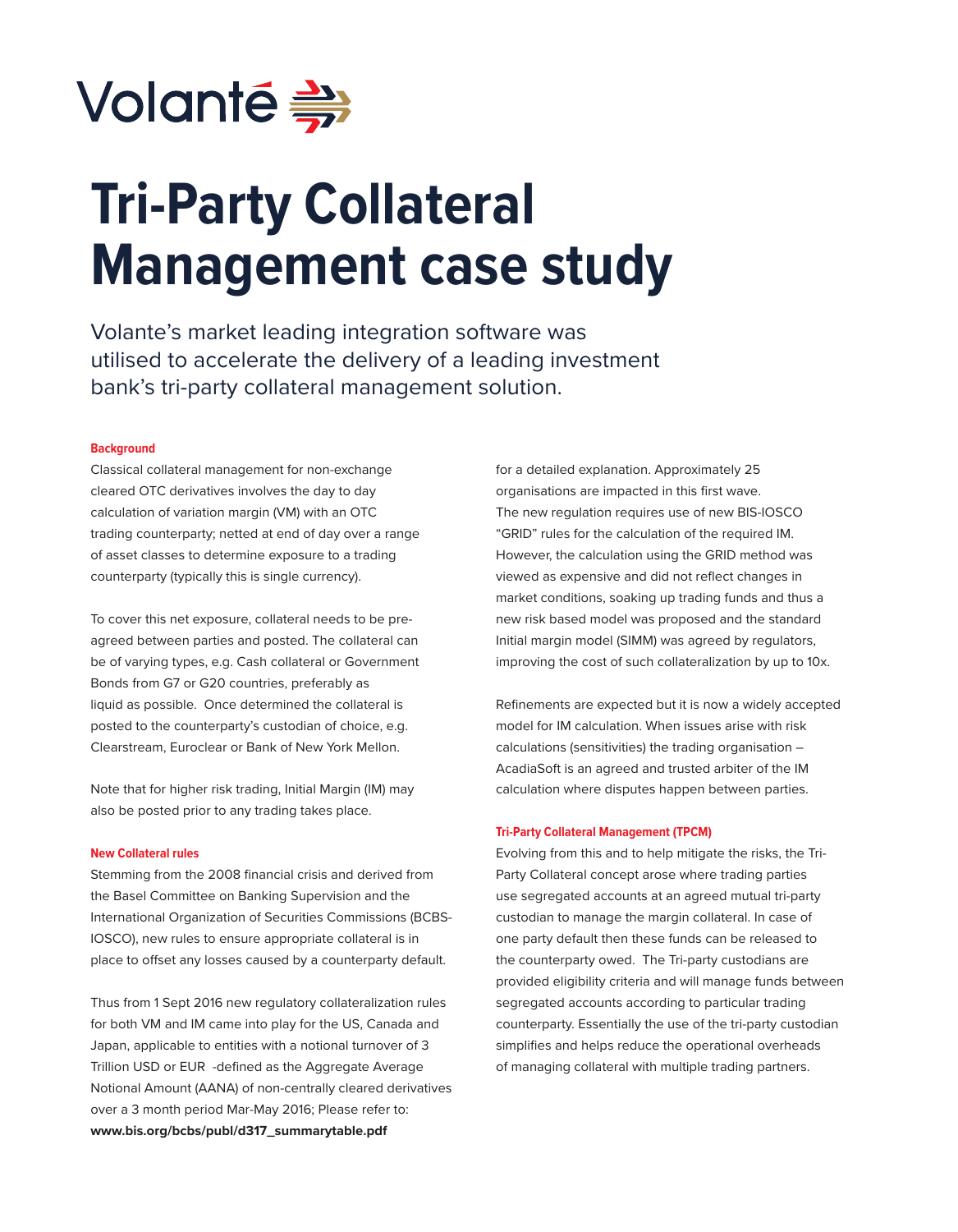Volanté

# Tri-Party Collateral Management case study

Volante's market leading integration software was utilised to accelerate the delivery of a leading investment bank's tri-party collateral management solution.

#### Background

Classical collateral management for non-exchange cleared OTC derivatives involves the day to day calculation of variation margin (VM) with an OTC trading counterparty; netted at end of day over a range of asset classes to determine exposure to a trading counterparty (typically this is single currency).

To cover this net exposure, collateral needs to be pre-agreed between parties and posted. The collateral can be of varying types, e.g. Cash collateral or Government Bonds from G7 or G20 countries, preferably as liquid as possible. Once determined the collateral is posted to the counterparty's custodian of choice, e.g. Clearstream, Euroclear or Bank of New York Mellon.

Note that for higher risk trading, Initial Margin (IM) may also be posted prior to any trading takes place.

#### New Collateral rules

Stemming from the 2008 financial crisis and derived from the Basel Committee on Banking Supervision and the International Organization of Securities Commissions (BCBS-IOSCO), new rules to ensure appropriate collateral is in place to offset any losses caused by a counterparty default.

Thus from 1 Sept 2016 new regulatory collateralization rules for both VM and IM came into play for the US, Canada and Japan, applicable to entities with a notional turnover of 3 Trillion USD or EUR -defined as the Aggregate Average Notional Amount (AANA) of non-centrally cleared derivatives over a 3 month period Mar-May 2016; Please refer to: **www.bis.org/bcbs/publ/d317_summarytable.pdf** for a detailed explanation. Approximately 25 organisations are impacted in this first wave. The new regulation requires use of new BIS-IOSCO "GRID" rules for the calculation of the required IM. However, the calculation using the GRID method was viewed as expensive and did not reflect changes in market conditions, soaking up trading funds and thus a new risk based model was proposed and the standard Initial margin model (SIMM) was agreed by regulators, improving the cost of such collateralization by up to 10x.

Refinements are expected but it is now a widely accepted model for IM calculation. When issues arise with risk calculations (sensitivities) the trading organisation – AcadiaSoft is an agreed and trusted arbiter of the IM calculation where disputes happen between parties.

#### Tri-Party Collateral Management (TPCM)

Evolving from this and to help mitigate the risks, the Tri-Party Collateral concept arose where trading parties use segregated accounts at an agreed mutual tri-party custodian to manage the margin collateral. In case of one party default then these funds can be released to the counterparty owed. The Tri-party custodians are provided eligibility criteria and will manage funds between segregated accounts according to particular trading counterparty. Essentially the use of the tri-party custodian simplifies and helps reduce the operational overheads of managing collateral with multiple trading partners.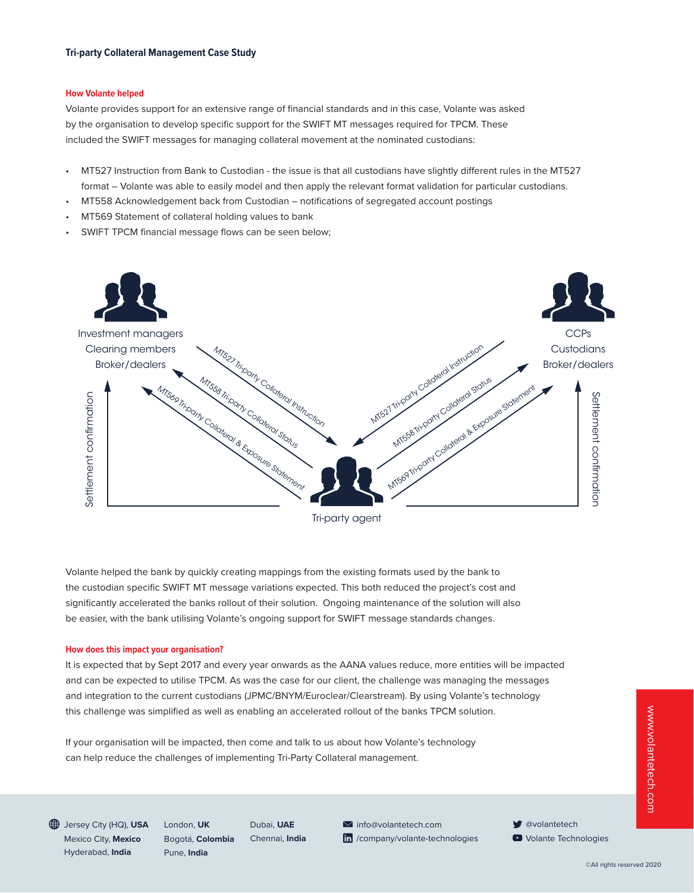**Tri-party Collateral Management Case Study**

### How Volante helped

Volante provides support for an extensive range of financial standards and in this case, Volante was asked by the organisation to develop specific support for the SWIFT MT messages required for TPCM. These included the SWIFT messages for managing collateral movement at the nominated custodians:

- MT527 Instruction from Bank to Custodian - the issue is that all custodians have slightly different rules in the MT527 format – Volante was able to easily model and then apply the relevant format validation for particular custodians.
- MT558 Acknowledgement back from Custodian – notifications of segregated account postings
- MT569 Statement of collateral holding values to bank
- SWIFT TPCM financial message flows can be seen below;

Investment managers
Clearing members
Broker/dealers

CCPs
Custodians
Broker/dealers

Tri-party agent

MT527 Tri-party Collateral Instruction
MT558 Tri-party Collateral Status
MT569 Tri-party Collateral & Exposure Statement
MT527 Tri-party Collateral Instruction
MT558 Tri-party Collateral Status
MT569 Tri-party Collateral & Exposure Statement
Settlement confirmation
Settlement confirmation

Volante helped the bank by quickly creating mappings from the existing formats used by the bank to the custodian specific SWIFT MT message variations expected. This both reduced the project's cost and significantly accelerated the banks rollout of their solution. Ongoing maintenance of the solution will also be easier, with the bank utilising Volante's ongoing support for SWIFT message standards changes.

### How does this impact your organisation?

It is expected that by Sept 2017 and every year onwards as the AANA values reduce, more entities will be impacted and can be expected to utilise TPCM. As was the case for our client, the challenge was managing the messages and integration to the current custodians (JPMC/BNYM/Euroclear/Clearstream). By using Volante's technology this challenge was simplified as well as enabling an accelerated rollout of the banks TPCM solution.

If your organisation will be impacted, then come and talk to us about how Volante's technology can help reduce the challenges of implementing Tri-Party Collateral management.

www.volantetech.com

Jersey City (HQ), **USA**
Mexico City, **Mexico**
Hyderabad, **India**

London, **UK**
Bogotá, **Colombia**
Pune, **India**

Dubai, **UAE**
Chennai, **India**

info@volantetech.com
/company/volante-technologies

@volantetech
Volante Technologies

©All rights reserved 2020